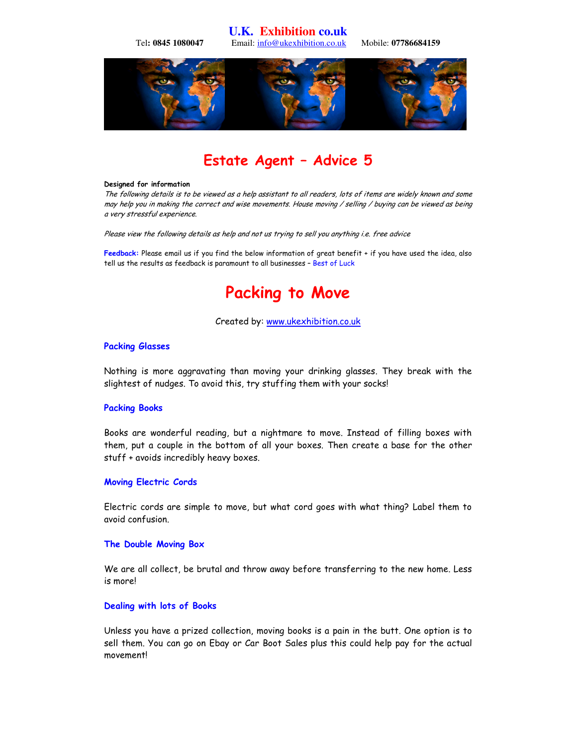**U.K. Exhibition co.uk**

Tel: **0845 1080047** Email: info@ukexhibition.co.uk Mobile: **07786684159**

# Estate Agent – Advice 5

**Designed for information**

*The following details is to be viewed as a help assistant to all readers, lots of items are widely known and some may help you in making the correct and wise movements. House moving / selling / buying can be viewed as being a very stressful experience.*

*Please view the following details as help and not us trying to sell you anything i.e. free advice*

**Feedback:** Please email us if you find the below information of great benefit + if you have used the idea, also tell us the results as feedback is paramount to all businesses – Best of Luck

# Packing to Move

Created by: www.ukexhibition.co.uk

### Packing Glasses

Nothing is more aggravating than moving your drinking glasses. They break with the slightest of nudges. To avoid this, try stuffing them with your socks!

### Packing Books

Books are wonderful reading, but a nightmare to move. Instead of filling boxes with them, put a couple in the bottom of all your boxes. Then create a base for the other stuff + avoids incredibly heavy boxes.

### Moving Electric Cords

Electric cords are simple to move, but what cord goes with what thing? Label them to avoid confusion.

### The Double Moving Box

We are all collect, be brutal and throw away before transferring to the new home. Less is more!

### Dealing with lots of Books

Unless you have a prized collection, moving books is a pain in the butt. One option is to sell them. You can go on Ebay or Car Boot Sales plus this could help pay for the actual movement!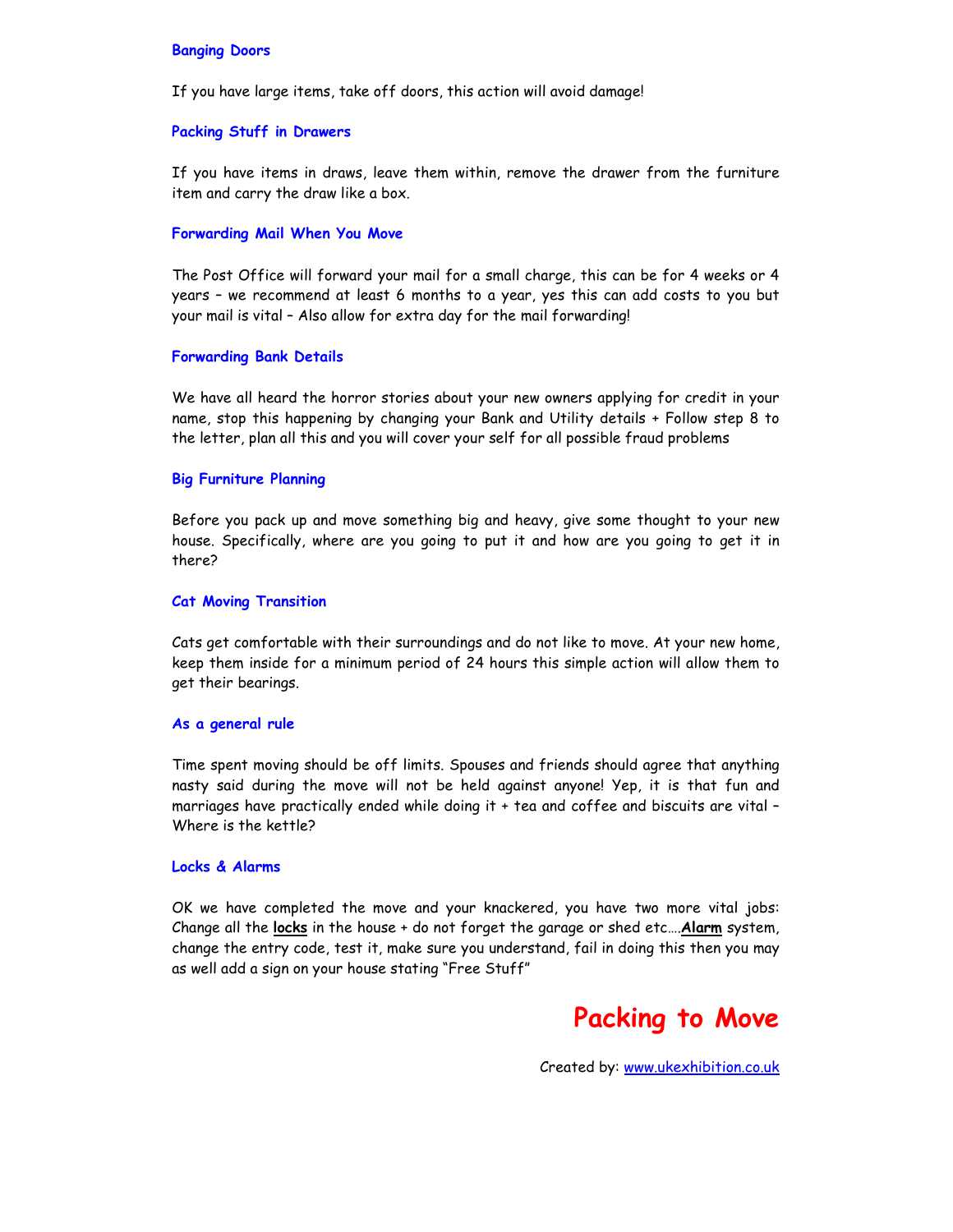### Banging Doors

If you have large items, take off doors, this action will avoid damage!

### Packing Stuff in Drawers

If you have items in draws, leave them within, remove the drawer from the furniture item and carry the draw like a box.

### Forwarding Mail When You Move

The Post Office will forward your mail for a small charge, this can be for 4 weeks or 4 years – we recommend at least 6 months to a year, yes this can add costs to you but your mail is vital – Also allow for extra day for the mail forwarding!

### Forwarding Bank Details

We have all heard the horror stories about your new owners applying for credit in your name, stop this happening by changing your Bank and Utility details + Follow step 8 to the letter, plan all this and you will cover your self for all possible fraud problems

### Big Furniture Planning

Before you pack up and move something big and heavy, give some thought to your new house. Specifically, where are you going to put it and how are you going to get it in there?

### Cat Moving Transition

Cats get comfortable with their surroundings and do not like to move. At your new home, keep them inside for a minimum period of 24 hours this simple action will allow them to get their bearings.

### As a general rule

Time spent moving should be off limits. Spouses and friends should agree that anything nasty said during the move will not be held against anyone! Yep, it is that fun and marriages have practically ended while doing it + tea and coffee and biscuits are vital – Where is the kettle?

### Locks & Alarms

OK we have completed the move and your knackered, you have two more vital jobs: Change all the **locks** in the house + do not forget the garage or shed etc….**Alarm** system, change the entry code, test it, make sure you understand, fail in doing this then you may as well add a sign on your house stating "Free Stuff"

## Packing to Move

Created by: [www.ukexhibition.co.uk](http://www.ukexhibition.co.uk)